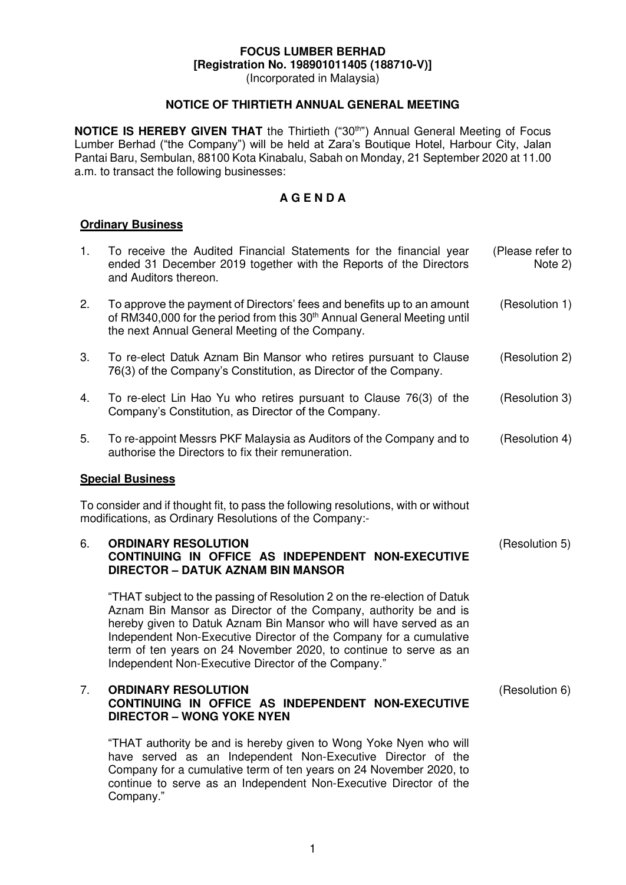**FOCUS LUMBER BERHAD**
**[Registration No. 198901011405 (188710-V)]**
(Incorporated in Malaysia)

# NOTICE OF THIRTIETH ANNUAL GENERAL MEETING

**NOTICE IS HEREBY GIVEN THAT** the Thirtieth ("30th") Annual General Meeting of Focus Lumber Berhad ("the Company") will be held at Zara's Boutique Hotel, Harbour City, Jalan Pantai Baru, Sembulan, 88100 Kota Kinabalu, Sabah on Monday, 21 September 2020 at 11.00 a.m. to transact the following businesses:

## A G E N D A

### Ordinary Business

1. To receive the Audited Financial Statements for the financial year ended 31 December 2019 together with the Reports of the Directors and Auditors thereon. (Please refer to Note 2)

2. To approve the payment of Directors' fees and benefits up to an amount of RM340,000 for the period from this 30th Annual General Meeting until the next Annual General Meeting of the Company. (Resolution 1)

3. To re-elect Datuk Aznam Bin Mansor who retires pursuant to Clause 76(3) of the Company's Constitution, as Director of the Company. (Resolution 2)

4. To re-elect Lin Hao Yu who retires pursuant to Clause 76(3) of the Company's Constitution, as Director of the Company. (Resolution 3)

5. To re-appoint Messrs PKF Malaysia as Auditors of the Company and to authorise the Directors to fix their remuneration. (Resolution 4)

### Special Business

To consider and if thought fit, to pass the following resolutions, with or without modifications, as Ordinary Resolutions of the Company:-

6. **ORDINARY RESOLUTION**
   **CONTINUING IN OFFICE AS INDEPENDENT NON-EXECUTIVE DIRECTOR – DATUK AZNAM BIN MANSOR** (Resolution 5)

   "THAT subject to the passing of Resolution 2 on the re-election of Datuk Aznam Bin Mansor as Director of the Company, authority be and is hereby given to Datuk Aznam Bin Mansor who will have served as an Independent Non-Executive Director of the Company for a cumulative term of ten years on 24 November 2020, to continue to serve as an Independent Non-Executive Director of the Company."

7. **ORDINARY RESOLUTION**
   **CONTINUING IN OFFICE AS INDEPENDENT NON-EXECUTIVE DIRECTOR – WONG YOKE NYEN** (Resolution 6)

   "THAT authority be and is hereby given to Wong Yoke Nyen who will have served as an Independent Non-Executive Director of the Company for a cumulative term of ten years on 24 November 2020, to continue to serve as an Independent Non-Executive Director of the Company."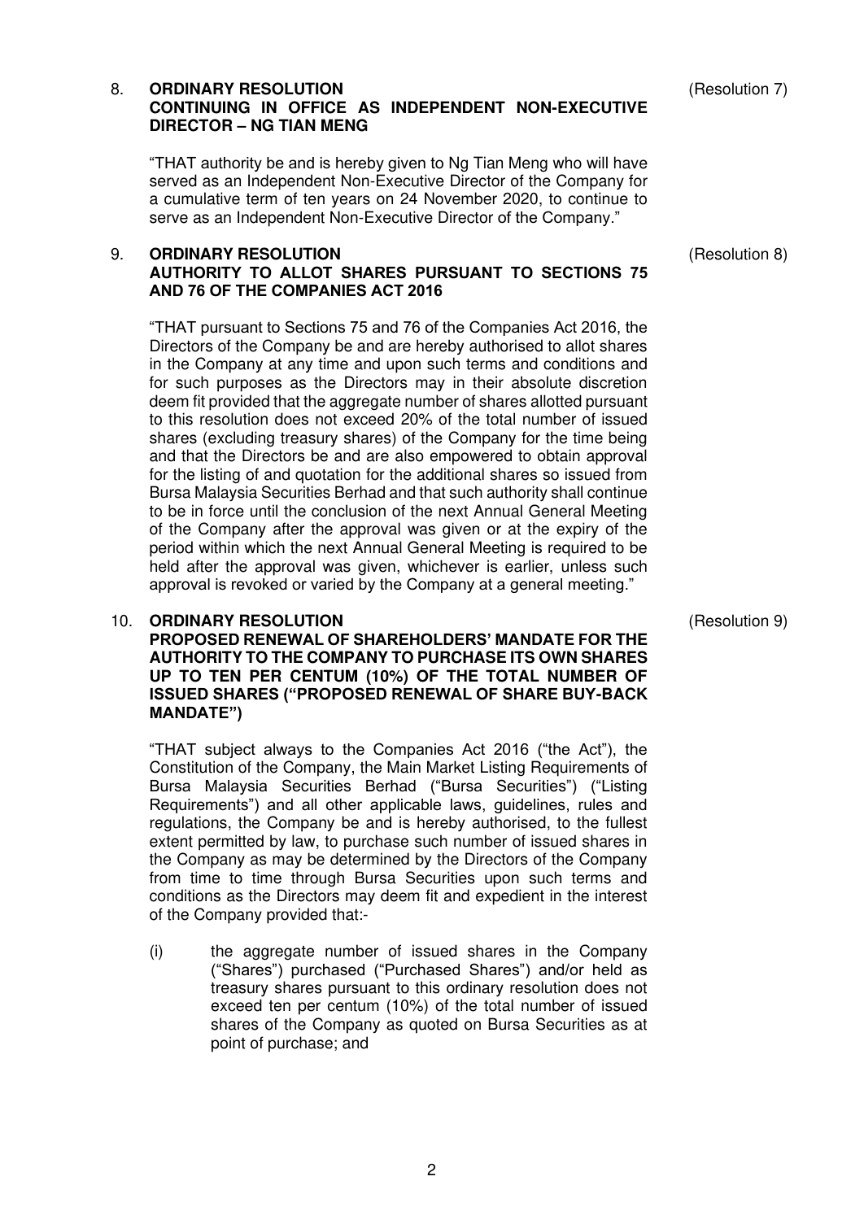8. **ORDINARY RESOLUTION** (Resolution 7)
   **CONTINUING IN OFFICE AS INDEPENDENT NON-EXECUTIVE DIRECTOR – NG TIAN MENG**

   "THAT authority be and is hereby given to Ng Tian Meng who will have served as an Independent Non-Executive Director of the Company for a cumulative term of ten years on 24 November 2020, to continue to serve as an Independent Non-Executive Director of the Company."

9. **ORDINARY RESOLUTION** (Resolution 8)
   **AUTHORITY TO ALLOT SHARES PURSUANT TO SECTIONS 75 AND 76 OF THE COMPANIES ACT 2016**

   "THAT pursuant to Sections 75 and 76 of the Companies Act 2016, the Directors of the Company be and are hereby authorised to allot shares in the Company at any time and upon such terms and conditions and for such purposes as the Directors may in their absolute discretion deem fit provided that the aggregate number of shares allotted pursuant to this resolution does not exceed 20% of the total number of issued shares (excluding treasury shares) of the Company for the time being and that the Directors be and are also empowered to obtain approval for the listing of and quotation for the additional shares so issued from Bursa Malaysia Securities Berhad and that such authority shall continue to be in force until the conclusion of the next Annual General Meeting of the Company after the approval was given or at the expiry of the period within which the next Annual General Meeting is required to be held after the approval was given, whichever is earlier, unless such approval is revoked or varied by the Company at a general meeting."

10. **ORDINARY RESOLUTION** (Resolution 9)
    **PROPOSED RENEWAL OF SHAREHOLDERS' MANDATE FOR THE AUTHORITY TO THE COMPANY TO PURCHASE ITS OWN SHARES UP TO TEN PER CENTUM (10%) OF THE TOTAL NUMBER OF ISSUED SHARES ("PROPOSED RENEWAL OF SHARE BUY-BACK MANDATE")**

    "THAT subject always to the Companies Act 2016 ("the Act"), the Constitution of the Company, the Main Market Listing Requirements of Bursa Malaysia Securities Berhad ("Bursa Securities") ("Listing Requirements") and all other applicable laws, guidelines, rules and regulations, the Company be and is hereby authorised, to the fullest extent permitted by law, to purchase such number of issued shares in the Company as may be determined by the Directors of the Company from time to time through Bursa Securities upon such terms and conditions as the Directors may deem fit and expedient in the interest of the Company provided that:-

    (i) the aggregate number of issued shares in the Company ("Shares") purchased ("Purchased Shares") and/or held as treasury shares pursuant to this ordinary resolution does not exceed ten per centum (10%) of the total number of issued shares of the Company as quoted on Bursa Securities as at point of purchase; and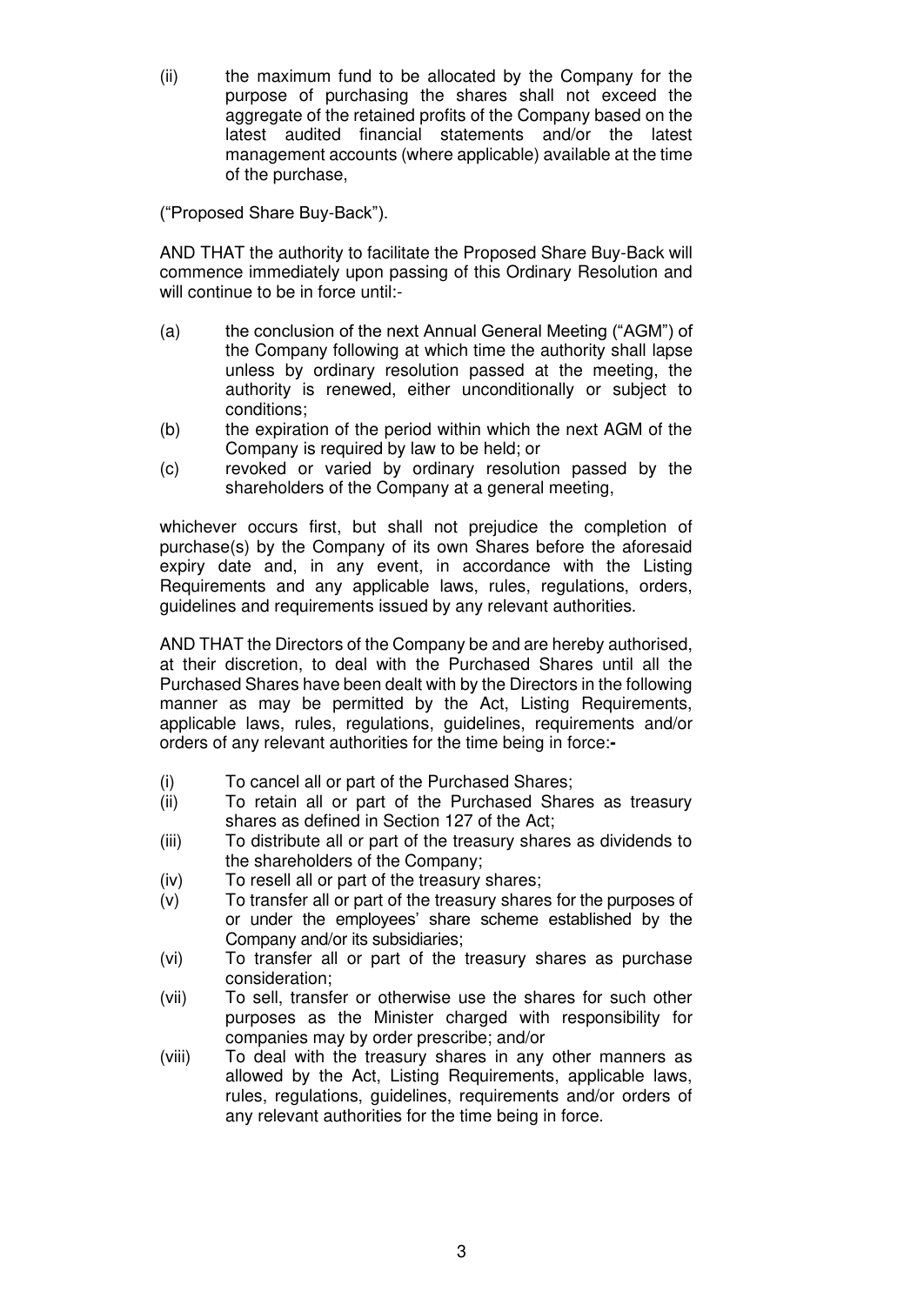(ii) the maximum fund to be allocated by the Company for the purpose of purchasing the shares shall not exceed the aggregate of the retained profits of the Company based on the latest audited financial statements and/or the latest management accounts (where applicable) available at the time of the purchase,

("Proposed Share Buy-Back").

AND THAT the authority to facilitate the Proposed Share Buy-Back will commence immediately upon passing of this Ordinary Resolution and will continue to be in force until:-

(a) the conclusion of the next Annual General Meeting ("AGM") of the Company following at which time the authority shall lapse unless by ordinary resolution passed at the meeting, the authority is renewed, either unconditionally or subject to conditions;

(b) the expiration of the period within which the next AGM of the Company is required by law to be held; or

(c) revoked or varied by ordinary resolution passed by the shareholders of the Company at a general meeting,

whichever occurs first, but shall not prejudice the completion of purchase(s) by the Company of its own Shares before the aforesaid expiry date and, in any event, in accordance with the Listing Requirements and any applicable laws, rules, regulations, orders, guidelines and requirements issued by any relevant authorities.

AND THAT the Directors of the Company be and are hereby authorised, at their discretion, to deal with the Purchased Shares until all the Purchased Shares have been dealt with by the Directors in the following manner as may be permitted by the Act, Listing Requirements, applicable laws, rules, regulations, guidelines, requirements and/or orders of any relevant authorities for the time being in force:-

(i) To cancel all or part of the Purchased Shares;

(ii) To retain all or part of the Purchased Shares as treasury shares as defined in Section 127 of the Act;

(iii) To distribute all or part of the treasury shares as dividends to the shareholders of the Company;

(iv) To resell all or part of the treasury shares;

(v) To transfer all or part of the treasury shares for the purposes of or under the employees' share scheme established by the Company and/or its subsidiaries;

(vi) To transfer all or part of the treasury shares as purchase consideration;

(vii) To sell, transfer or otherwise use the shares for such other purposes as the Minister charged with responsibility for companies may by order prescribe; and/or

(viii) To deal with the treasury shares in any other manners as allowed by the Act, Listing Requirements, applicable laws, rules, regulations, guidelines, requirements and/or orders of any relevant authorities for the time being in force.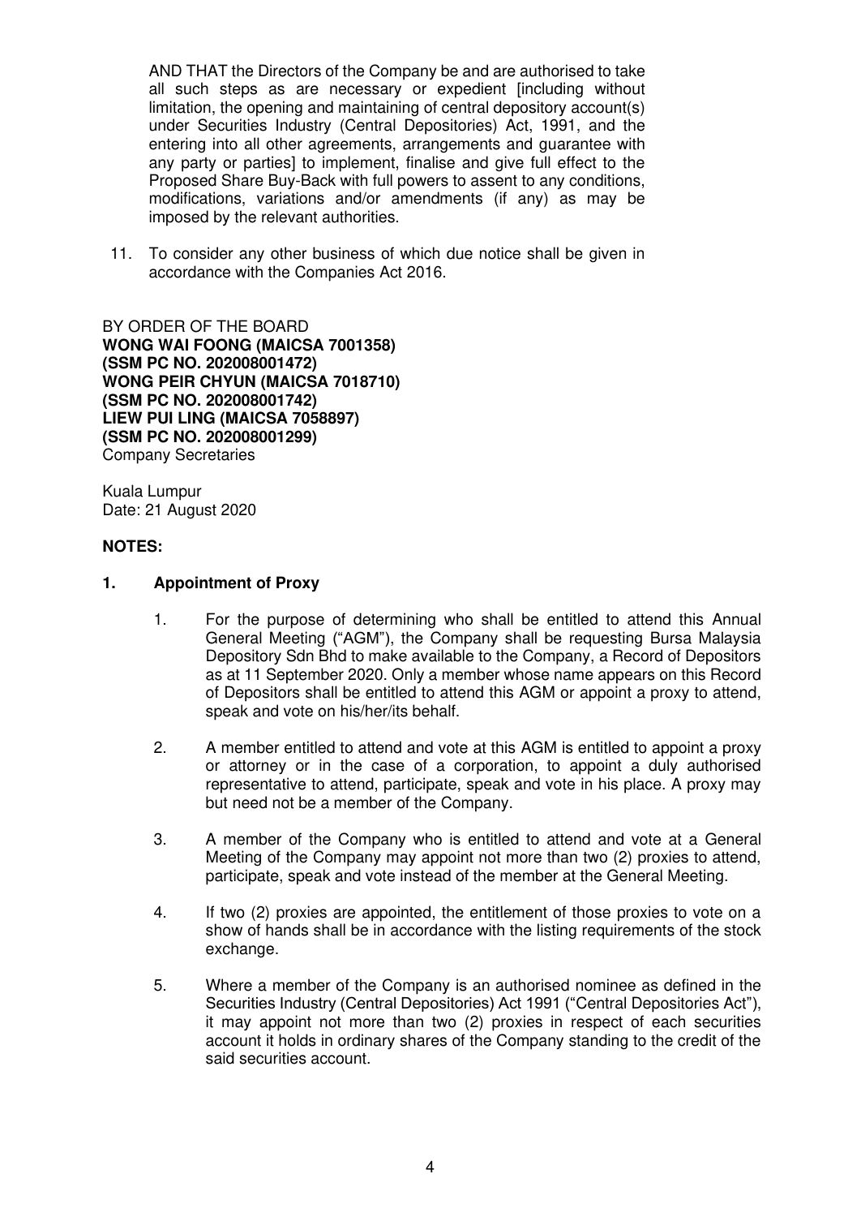AND THAT the Directors of the Company be and are authorised to take all such steps as are necessary or expedient [including without limitation, the opening and maintaining of central depository account(s) under Securities Industry (Central Depositories) Act, 1991, and the entering into all other agreements, arrangements and guarantee with any party or parties] to implement, finalise and give full effect to the Proposed Share Buy-Back with full powers to assent to any conditions, modifications, variations and/or amendments (if any) as may be imposed by the relevant authorities.

11. To consider any other business of which due notice shall be given in accordance with the Companies Act 2016.

BY ORDER OF THE BOARD
**WONG WAI FOONG (MAICSA 7001358)**
**(SSM PC NO. 202008001472)**
**WONG PEIR CHYUN (MAICSA 7018710)**
**(SSM PC NO. 202008001742)**
**LIEW PUI LING (MAICSA 7058897)**
**(SSM PC NO. 202008001299)**
Company Secretaries

Kuala Lumpur
Date: 21 August 2020

**NOTES:**

**1. Appointment of Proxy**

1. For the purpose of determining who shall be entitled to attend this Annual General Meeting ("AGM"), the Company shall be requesting Bursa Malaysia Depository Sdn Bhd to make available to the Company, a Record of Depositors as at 11 September 2020. Only a member whose name appears on this Record of Depositors shall be entitled to attend this AGM or appoint a proxy to attend, speak and vote on his/her/its behalf.

2. A member entitled to attend and vote at this AGM is entitled to appoint a proxy or attorney or in the case of a corporation, to appoint a duly authorised representative to attend, participate, speak and vote in his place. A proxy may but need not be a member of the Company.

3. A member of the Company who is entitled to attend and vote at a General Meeting of the Company may appoint not more than two (2) proxies to attend, participate, speak and vote instead of the member at the General Meeting.

4. If two (2) proxies are appointed, the entitlement of those proxies to vote on a show of hands shall be in accordance with the listing requirements of the stock exchange.

5. Where a member of the Company is an authorised nominee as defined in the Securities Industry (Central Depositories) Act 1991 ("Central Depositories Act"), it may appoint not more than two (2) proxies in respect of each securities account it holds in ordinary shares of the Company standing to the credit of the said securities account.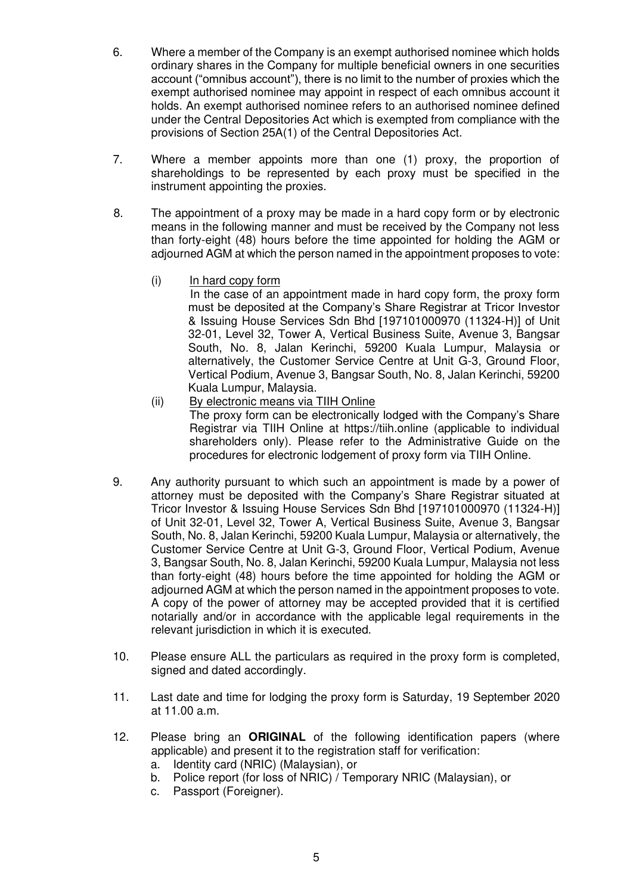6. Where a member of the Company is an exempt authorised nominee which holds ordinary shares in the Company for multiple beneficial owners in one securities account ("omnibus account"), there is no limit to the number of proxies which the exempt authorised nominee may appoint in respect of each omnibus account it holds. An exempt authorised nominee refers to an authorised nominee defined under the Central Depositories Act which is exempted from compliance with the provisions of Section 25A(1) of the Central Depositories Act.

7. Where a member appoints more than one (1) proxy, the proportion of shareholdings to be represented by each proxy must be specified in the instrument appointing the proxies.

8. The appointment of a proxy may be made in a hard copy form or by electronic means in the following manner and must be received by the Company not less than forty-eight (48) hours before the time appointed for holding the AGM or adjourned AGM at which the person named in the appointment proposes to vote:

   (i) In hard copy form
   In the case of an appointment made in hard copy form, the proxy form must be deposited at the Company's Share Registrar at Tricor Investor & Issuing House Services Sdn Bhd [197101000970 (11324-H)] of Unit 32-01, Level 32, Tower A, Vertical Business Suite, Avenue 3, Bangsar South, No. 8, Jalan Kerinchi, 59200 Kuala Lumpur, Malaysia or alternatively, the Customer Service Centre at Unit G-3, Ground Floor, Vertical Podium, Avenue 3, Bangsar South, No. 8, Jalan Kerinchi, 59200 Kuala Lumpur, Malaysia.

   (ii) By electronic means via TIIH Online
   The proxy form can be electronically lodged with the Company's Share Registrar via TIIH Online at https://tiih.online (applicable to individual shareholders only). Please refer to the Administrative Guide on the procedures for electronic lodgement of proxy form via TIIH Online.

9. Any authority pursuant to which such an appointment is made by a power of attorney must be deposited with the Company's Share Registrar situated at Tricor Investor & Issuing House Services Sdn Bhd [197101000970 (11324-H)] of Unit 32-01, Level 32, Tower A, Vertical Business Suite, Avenue 3, Bangsar South, No. 8, Jalan Kerinchi, 59200 Kuala Lumpur, Malaysia or alternatively, the Customer Service Centre at Unit G-3, Ground Floor, Vertical Podium, Avenue 3, Bangsar South, No. 8, Jalan Kerinchi, 59200 Kuala Lumpur, Malaysia not less than forty-eight (48) hours before the time appointed for holding the AGM or adjourned AGM at which the person named in the appointment proposes to vote. A copy of the power of attorney may be accepted provided that it is certified notarially and/or in accordance with the applicable legal requirements in the relevant jurisdiction in which it is executed.

10. Please ensure ALL the particulars as required in the proxy form is completed, signed and dated accordingly.

11. Last date and time for lodging the proxy form is Saturday, 19 September 2020 at 11.00 a.m.

12. Please bring an **ORIGINAL** of the following identification papers (where applicable) and present it to the registration staff for verification:
    a. Identity card (NRIC) (Malaysian), or
    b. Police report (for loss of NRIC) / Temporary NRIC (Malaysian), or
    c. Passport (Foreigner).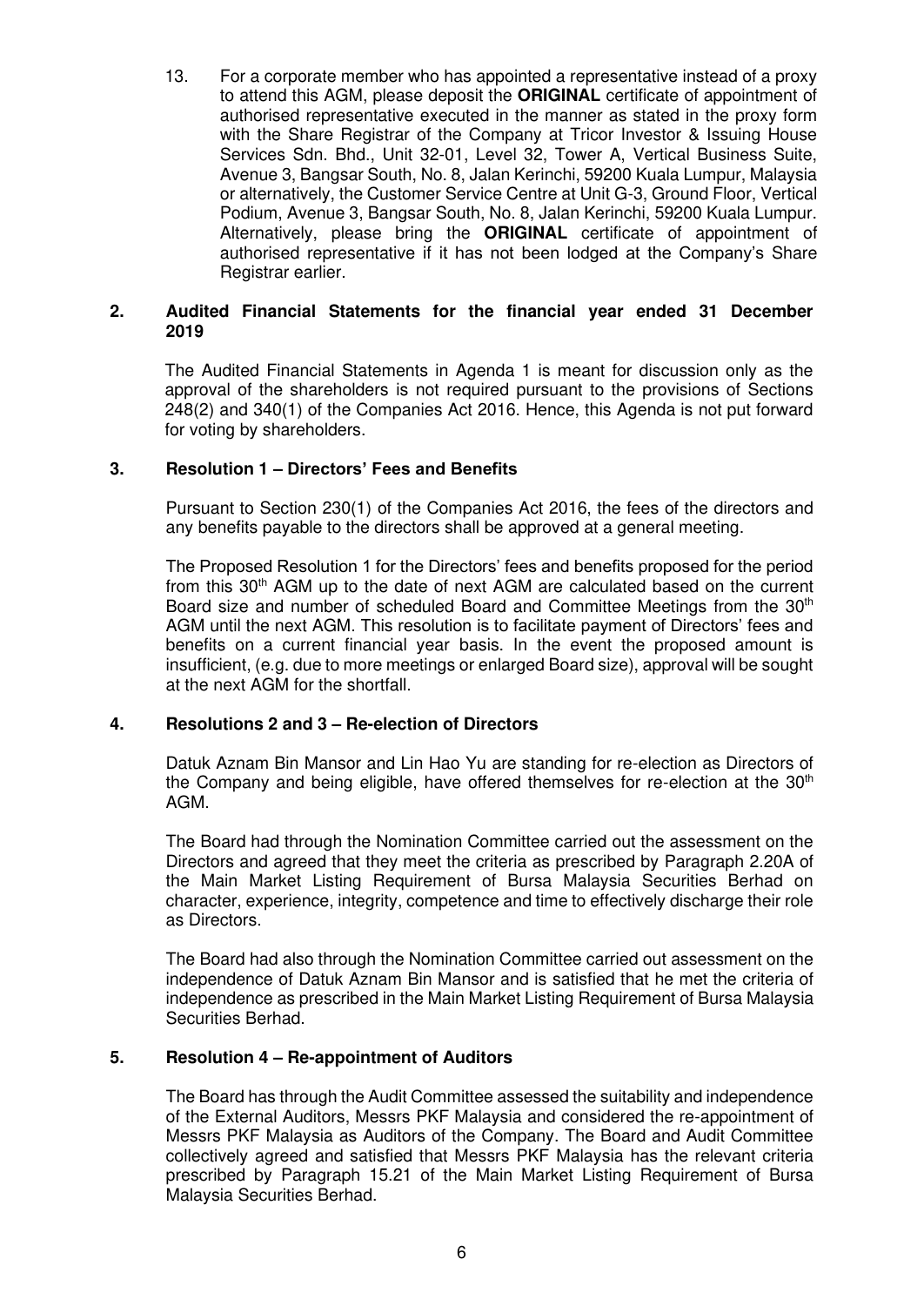13. For a corporate member who has appointed a representative instead of a proxy to attend this AGM, please deposit the **ORIGINAL** certificate of appointment of authorised representative executed in the manner as stated in the proxy form with the Share Registrar of the Company at Tricor Investor & Issuing House Services Sdn. Bhd., Unit 32-01, Level 32, Tower A, Vertical Business Suite, Avenue 3, Bangsar South, No. 8, Jalan Kerinchi, 59200 Kuala Lumpur, Malaysia or alternatively, the Customer Service Centre at Unit G-3, Ground Floor, Vertical Podium, Avenue 3, Bangsar South, No. 8, Jalan Kerinchi, 59200 Kuala Lumpur. Alternatively, please bring the **ORIGINAL** certificate of appointment of authorised representative if it has not been lodged at the Company's Share Registrar earlier.

## 2. Audited Financial Statements for the financial year ended 31 December 2019

The Audited Financial Statements in Agenda 1 is meant for discussion only as the approval of the shareholders is not required pursuant to the provisions of Sections 248(2) and 340(1) of the Companies Act 2016. Hence, this Agenda is not put forward for voting by shareholders.

## 3. Resolution 1 – Directors' Fees and Benefits

Pursuant to Section 230(1) of the Companies Act 2016, the fees of the directors and any benefits payable to the directors shall be approved at a general meeting.

The Proposed Resolution 1 for the Directors' fees and benefits proposed for the period from this 30th AGM up to the date of next AGM are calculated based on the current Board size and number of scheduled Board and Committee Meetings from the 30th AGM until the next AGM. This resolution is to facilitate payment of Directors' fees and benefits on a current financial year basis. In the event the proposed amount is insufficient, (e.g. due to more meetings or enlarged Board size), approval will be sought at the next AGM for the shortfall.

## 4. Resolutions 2 and 3 – Re-election of Directors

Datuk Aznam Bin Mansor and Lin Hao Yu are standing for re-election as Directors of the Company and being eligible, have offered themselves for re-election at the 30th AGM.

The Board had through the Nomination Committee carried out the assessment on the Directors and agreed that they meet the criteria as prescribed by Paragraph 2.20A of the Main Market Listing Requirement of Bursa Malaysia Securities Berhad on character, experience, integrity, competence and time to effectively discharge their role as Directors.

The Board had also through the Nomination Committee carried out assessment on the independence of Datuk Aznam Bin Mansor and is satisfied that he met the criteria of independence as prescribed in the Main Market Listing Requirement of Bursa Malaysia Securities Berhad.

## 5. Resolution 4 – Re-appointment of Auditors

The Board has through the Audit Committee assessed the suitability and independence of the External Auditors, Messrs PKF Malaysia and considered the re-appointment of Messrs PKF Malaysia as Auditors of the Company. The Board and Audit Committee collectively agreed and satisfied that Messrs PKF Malaysia has the relevant criteria prescribed by Paragraph 15.21 of the Main Market Listing Requirement of Bursa Malaysia Securities Berhad.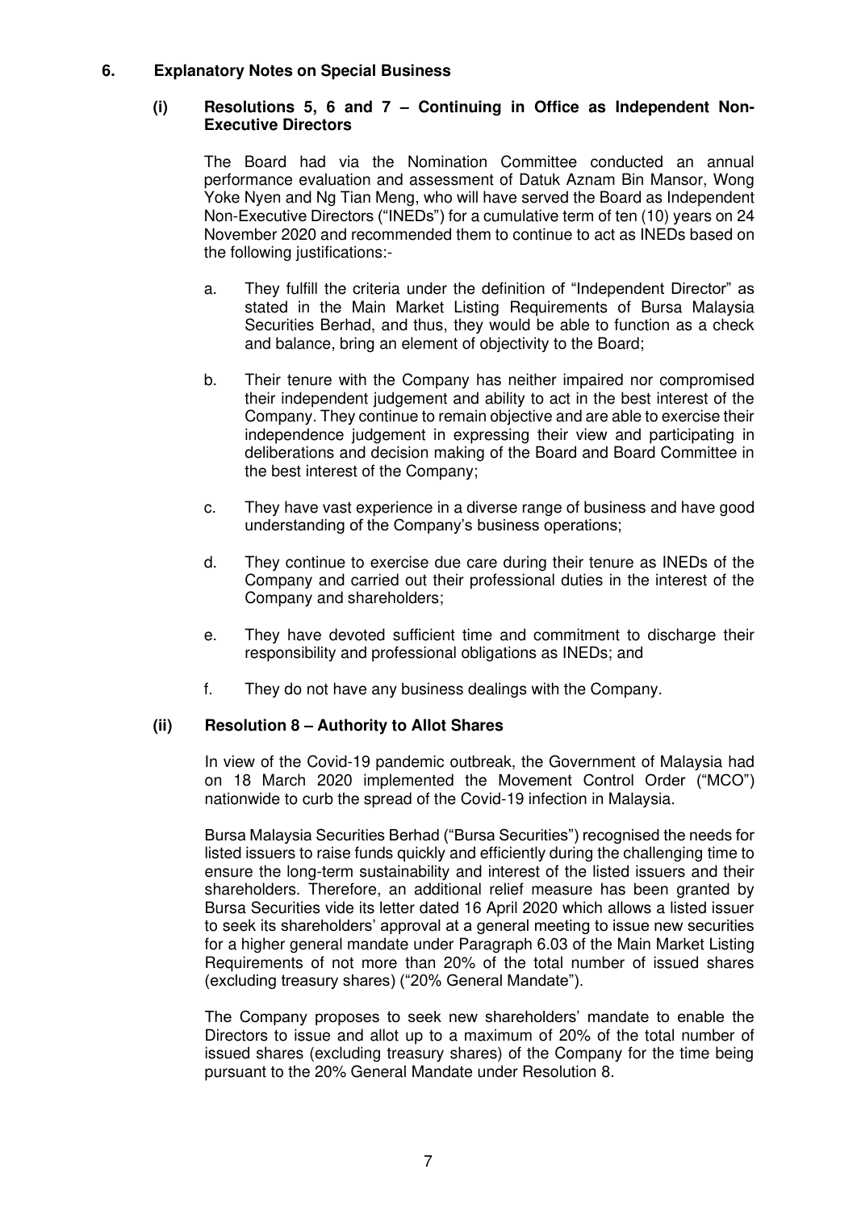## 6. Explanatory Notes on Special Business

### (i) Resolutions 5, 6 and 7 – Continuing in Office as Independent Non-Executive Directors

The Board had via the Nomination Committee conducted an annual performance evaluation and assessment of Datuk Aznam Bin Mansor, Wong Yoke Nyen and Ng Tian Meng, who will have served the Board as Independent Non-Executive Directors ("INEDs") for a cumulative term of ten (10) years on 24 November 2020 and recommended them to continue to act as INEDs based on the following justifications:-

a. They fulfill the criteria under the definition of "Independent Director" as stated in the Main Market Listing Requirements of Bursa Malaysia Securities Berhad, and thus, they would be able to function as a check and balance, bring an element of objectivity to the Board;

b. Their tenure with the Company has neither impaired nor compromised their independent judgement and ability to act in the best interest of the Company. They continue to remain objective and are able to exercise their independence judgement in expressing their view and participating in deliberations and decision making of the Board and Board Committee in the best interest of the Company;

c. They have vast experience in a diverse range of business and have good understanding of the Company's business operations;

d. They continue to exercise due care during their tenure as INEDs of the Company and carried out their professional duties in the interest of the Company and shareholders;

e. They have devoted sufficient time and commitment to discharge their responsibility and professional obligations as INEDs; and

f. They do not have any business dealings with the Company.

### (ii) Resolution 8 – Authority to Allot Shares

In view of the Covid-19 pandemic outbreak, the Government of Malaysia had on 18 March 2020 implemented the Movement Control Order ("MCO") nationwide to curb the spread of the Covid-19 infection in Malaysia.

Bursa Malaysia Securities Berhad ("Bursa Securities") recognised the needs for listed issuers to raise funds quickly and efficiently during the challenging time to ensure the long-term sustainability and interest of the listed issuers and their shareholders. Therefore, an additional relief measure has been granted by Bursa Securities vide its letter dated 16 April 2020 which allows a listed issuer to seek its shareholders' approval at a general meeting to issue new securities for a higher general mandate under Paragraph 6.03 of the Main Market Listing Requirements of not more than 20% of the total number of issued shares (excluding treasury shares) ("20% General Mandate").

The Company proposes to seek new shareholders' mandate to enable the Directors to issue and allot up to a maximum of 20% of the total number of issued shares (excluding treasury shares) of the Company for the time being pursuant to the 20% General Mandate under Resolution 8.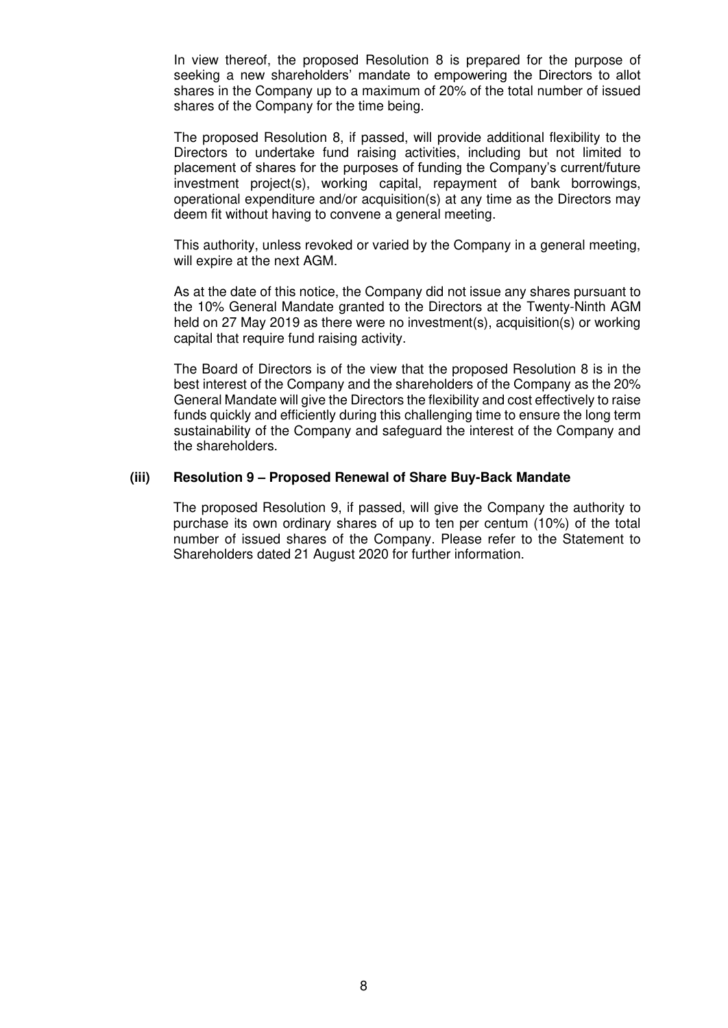In view thereof, the proposed Resolution 8 is prepared for the purpose of seeking a new shareholders' mandate to empowering the Directors to allot shares in the Company up to a maximum of 20% of the total number of issued shares of the Company for the time being.

The proposed Resolution 8, if passed, will provide additional flexibility to the Directors to undertake fund raising activities, including but not limited to placement of shares for the purposes of funding the Company's current/future investment project(s), working capital, repayment of bank borrowings, operational expenditure and/or acquisition(s) at any time as the Directors may deem fit without having to convene a general meeting.

This authority, unless revoked or varied by the Company in a general meeting, will expire at the next AGM.

As at the date of this notice, the Company did not issue any shares pursuant to the 10% General Mandate granted to the Directors at the Twenty-Ninth AGM held on 27 May 2019 as there were no investment(s), acquisition(s) or working capital that require fund raising activity.

The Board of Directors is of the view that the proposed Resolution 8 is in the best interest of the Company and the shareholders of the Company as the 20% General Mandate will give the Directors the flexibility and cost effectively to raise funds quickly and efficiently during this challenging time to ensure the long term sustainability of the Company and safeguard the interest of the Company and the shareholders.

**(iii) Resolution 9 – Proposed Renewal of Share Buy-Back Mandate**

The proposed Resolution 9, if passed, will give the Company the authority to purchase its own ordinary shares of up to ten per centum (10%) of the total number of issued shares of the Company. Please refer to the Statement to Shareholders dated 21 August 2020 for further information.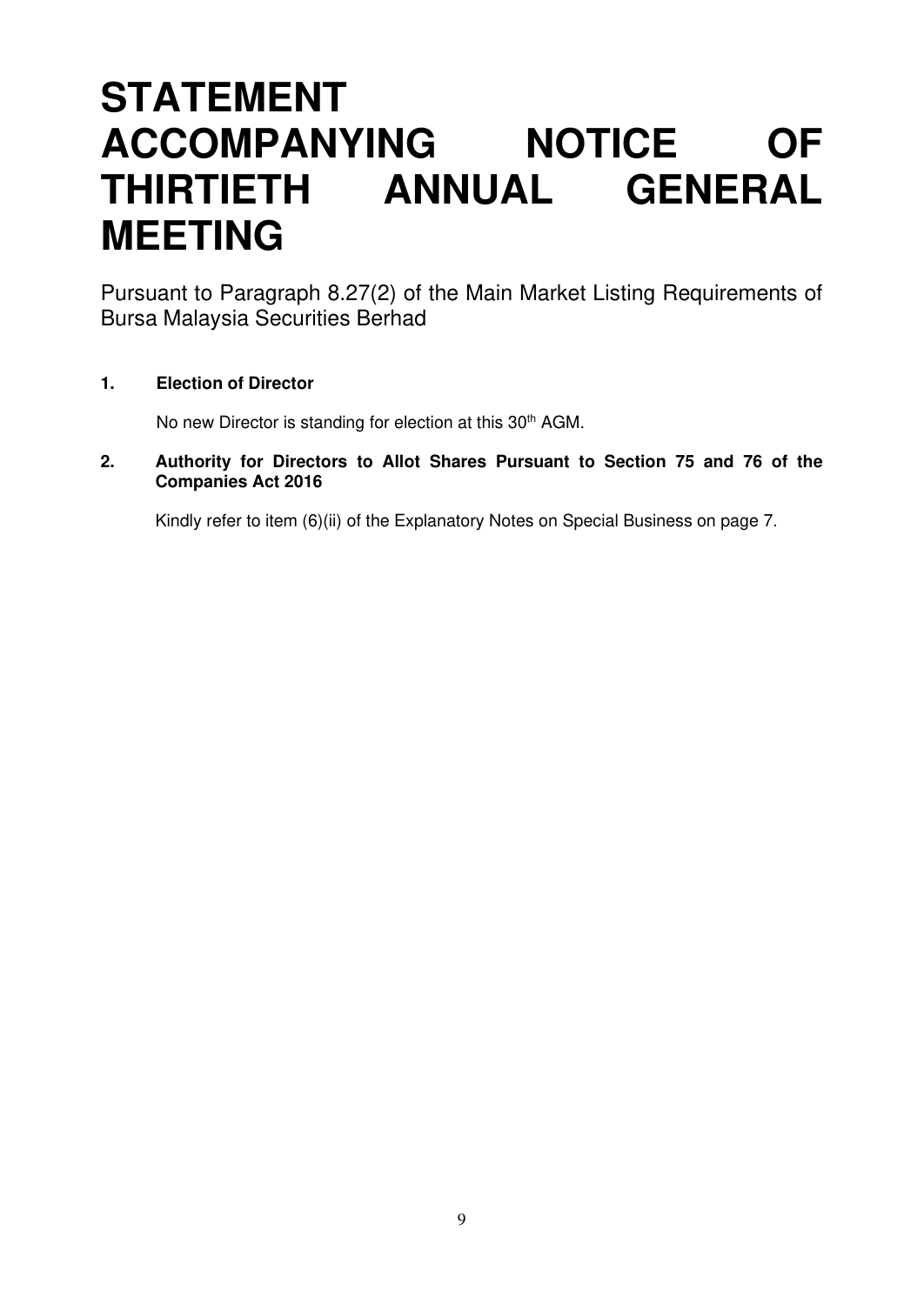# STATEMENT ACCOMPANYING NOTICE OF THIRTIETH ANNUAL GENERAL MEETING

Pursuant to Paragraph 8.27(2) of the Main Market Listing Requirements of Bursa Malaysia Securities Berhad

**1. Election of Director**

No new Director is standing for election at this 30th AGM.

**2. Authority for Directors to Allot Shares Pursuant to Section 75 and 76 of the Companies Act 2016**

Kindly refer to item (6)(ii) of the Explanatory Notes on Special Business on page 7.